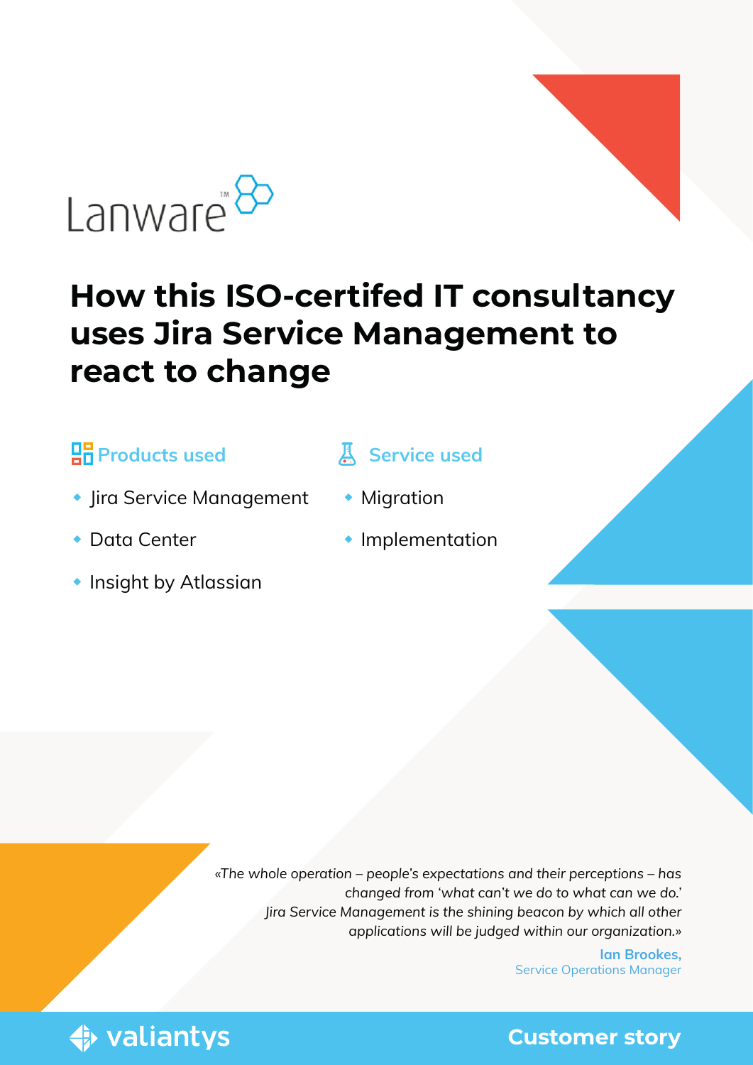Lanware™

# How this ISO-certifed IT consultancy uses Jira Service Management to react to change

### Products used

- Jira Service Management
- Data Center
- Insight by Atlassian

### Service used

- Migration
- Implementation

*«The whole operation – people's expectations and their perceptions – has changed from 'what can't we do to what can we do.' Jira Service Management is the shining beacon by which all other applications will be judged within our organization.»*

**Ian Brookes,**
Service Operations Manager

valiantys

**Customer story**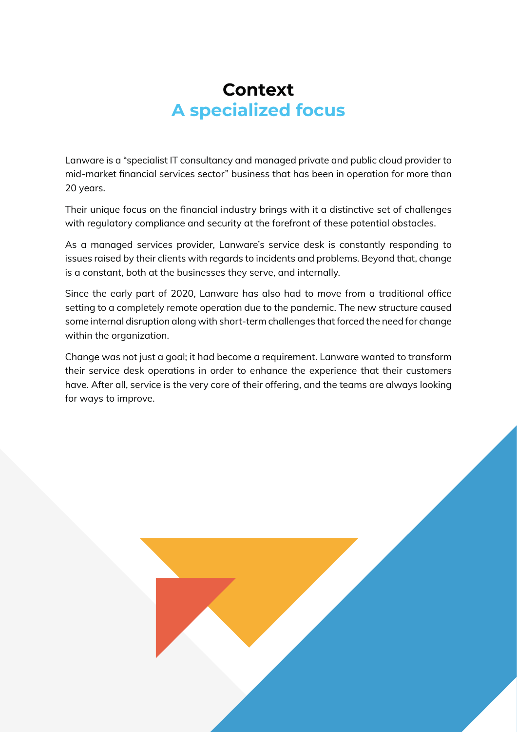# Context

## A specialized focus

Lanware is a "specialist IT consultancy and managed private and public cloud provider to mid-market financial services sector" business that has been in operation for more than 20 years.

Their unique focus on the financial industry brings with it a distinctive set of challenges with regulatory compliance and security at the forefront of these potential obstacles.

As a managed services provider, Lanware's service desk is constantly responding to issues raised by their clients with regards to incidents and problems. Beyond that, change is a constant, both at the businesses they serve, and internally.

Since the early part of 2020, Lanware has also had to move from a traditional office setting to a completely remote operation due to the pandemic. The new structure caused some internal disruption along with short-term challenges that forced the need for change within the organization.

Change was not just a goal; it had become a requirement. Lanware wanted to transform their service desk operations in order to enhance the experience that their customers have. After all, service is the very core of their offering, and the teams are always looking for ways to improve.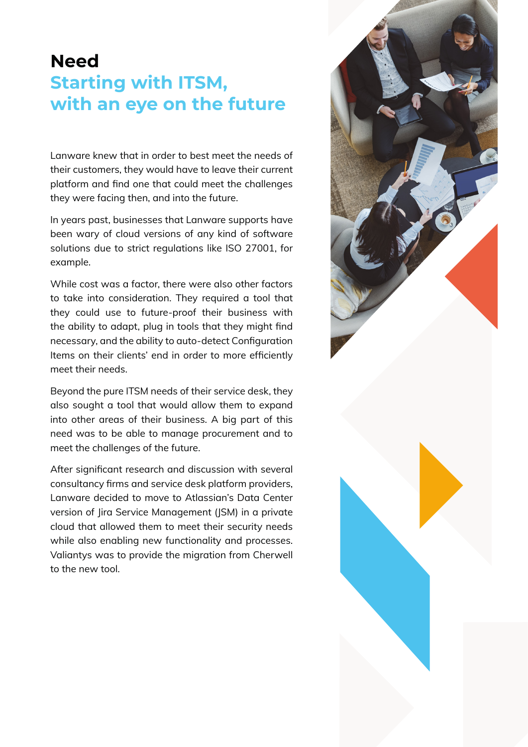# Need

## Starting with ITSM, with an eye on the future

Lanware knew that in order to best meet the needs of their customers, they would have to leave their current platform and find one that could meet the challenges they were facing then, and into the future.

In years past, businesses that Lanware supports have been wary of cloud versions of any kind of software solutions due to strict regulations like ISO 27001, for example.

While cost was a factor, there were also other factors to take into consideration. They required a tool that they could use to future-proof their business with the ability to adapt, plug in tools that they might find necessary, and the ability to auto-detect Configuration Items on their clients' end in order to more efficiently meet their needs.

Beyond the pure ITSM needs of their service desk, they also sought a tool that would allow them to expand into other areas of their business. A big part of this need was to be able to manage procurement and to meet the challenges of the future.

After significant research and discussion with several consultancy firms and service desk platform providers, Lanware decided to move to Atlassian's Data Center version of Jira Service Management (JSM) in a private cloud that allowed them to meet their security needs while also enabling new functionality and processes. Valiantys was to provide the migration from Cherwell to the new tool.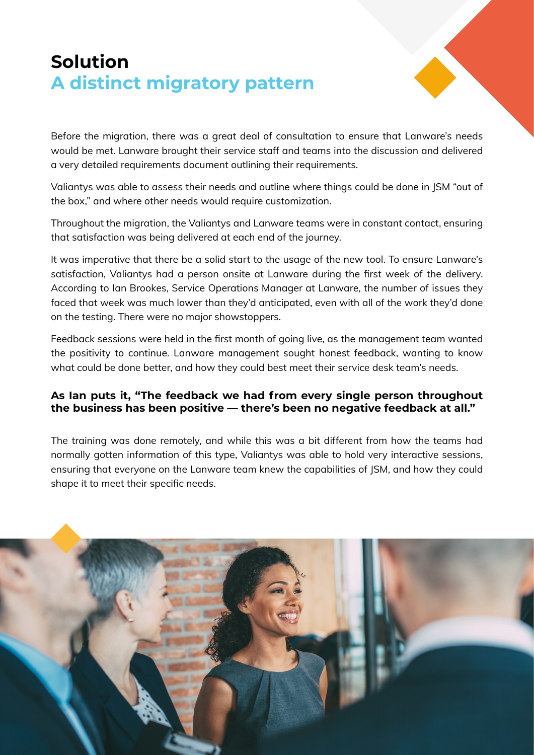# Solution

## A distinct migratory pattern

Before the migration, there was a great deal of consultation to ensure that Lanware's needs would be met. Lanware brought their service staff and teams into the discussion and delivered a very detailed requirements document outlining their requirements.

Valiantys was able to assess their needs and outline where things could be done in JSM "out of the box," and where other needs would require customization.

Throughout the migration, the Valiantys and Lanware teams were in constant contact, ensuring that satisfaction was being delivered at each end of the journey.

It was imperative that there be a solid start to the usage of the new tool. To ensure Lanware's satisfaction, Valiantys had a person onsite at Lanware during the first week of the delivery. According to Ian Brookes, Service Operations Manager at Lanware, the number of issues they faced that week was much lower than they'd anticipated, even with all of the work they'd done on the testing. There were no major showstoppers.

Feedback sessions were held in the first month of going live, as the management team wanted the positivity to continue. Lanware management sought honest feedback, wanting to know what could be done better, and how they could best meet their service desk team's needs.

**As Ian puts it, "The feedback we had from every single person throughout the business has been positive — there's been no negative feedback at all."**

The training was done remotely, and while this was a bit different from how the teams had normally gotten information of this type, Valiantys was able to hold very interactive sessions, ensuring that everyone on the Lanware team knew the capabilities of JSM, and how they could shape it to meet their specific needs.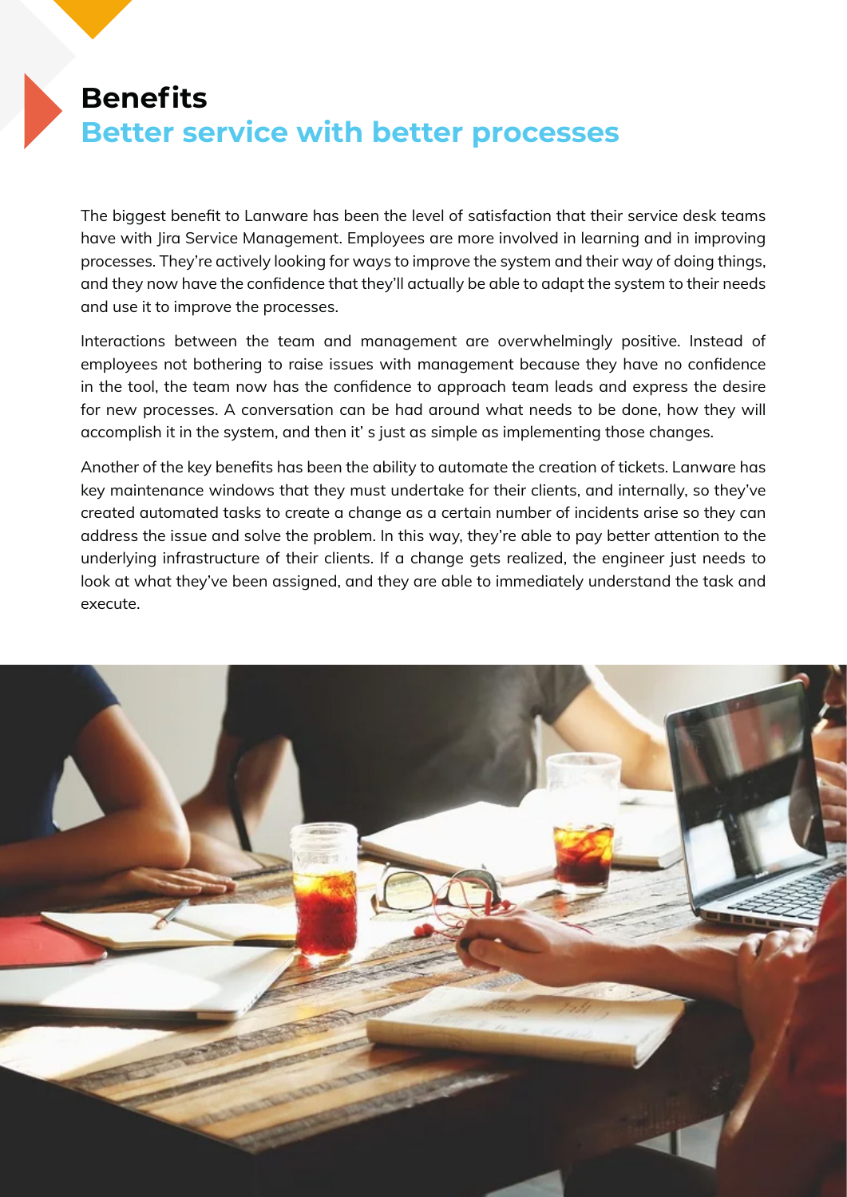# Benefits

## Better service with better processes

The biggest benefit to Lanware has been the level of satisfaction that their service desk teams have with Jira Service Management. Employees are more involved in learning and in improving processes. They're actively looking for ways to improve the system and their way of doing things, and they now have the confidence that they'll actually be able to adapt the system to their needs and use it to improve the processes.

Interactions between the team and management are overwhelmingly positive. Instead of employees not bothering to raise issues with management because they have no confidence in the tool, the team now has the confidence to approach team leads and express the desire for new processes. A conversation can be had around what needs to be done, how they will accomplish it in the system, and then it' s just as simple as implementing those changes.

Another of the key benefits has been the ability to automate the creation of tickets. Lanware has key maintenance windows that they must undertake for their clients, and internally, so they've created automated tasks to create a change as a certain number of incidents arise so they can address the issue and solve the problem. In this way, they're able to pay better attention to the underlying infrastructure of their clients. If a change gets realized, the engineer just needs to look at what they've been assigned, and they are able to immediately understand the task and execute.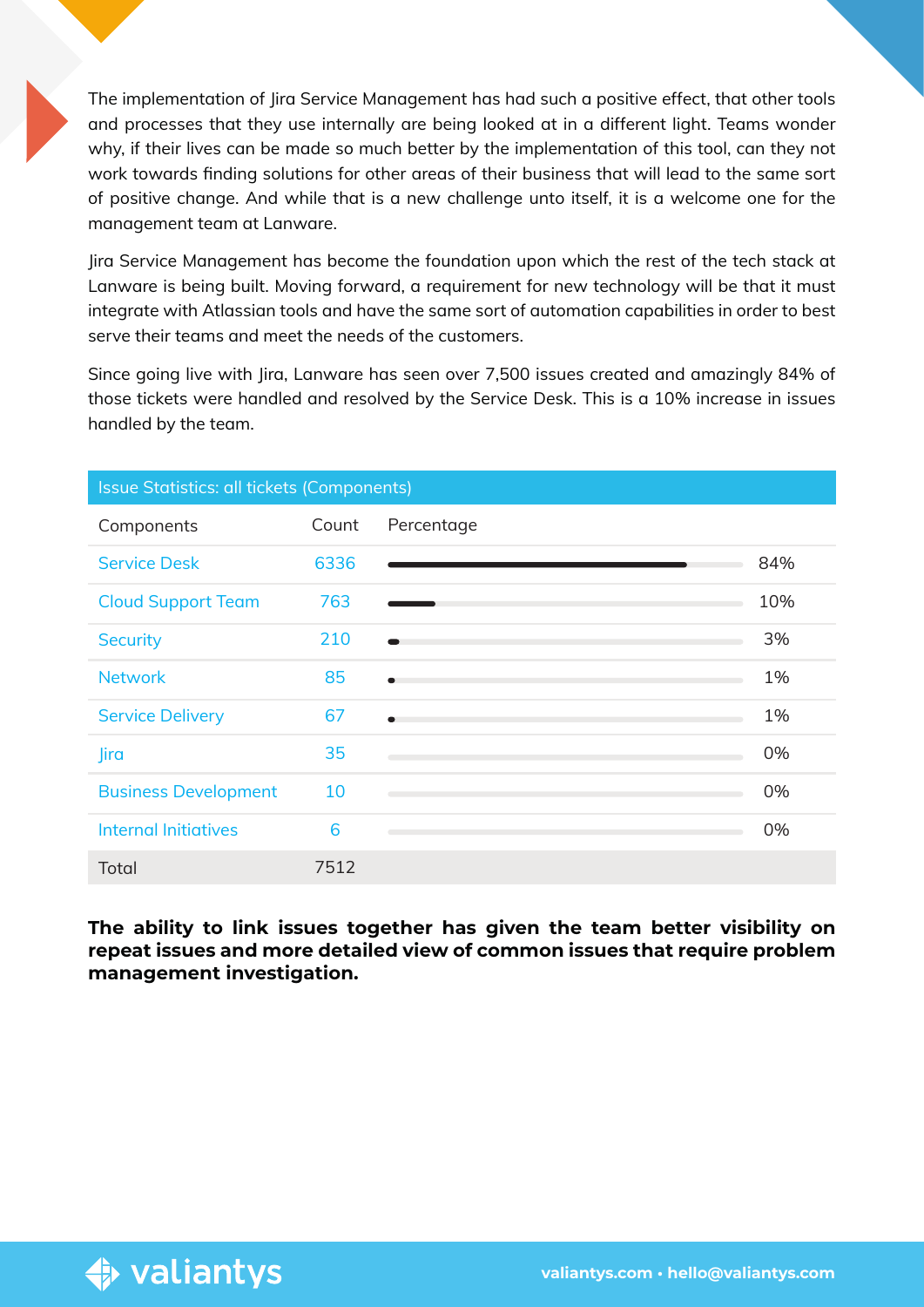The implementation of Jira Service Management has had such a positive effect, that other tools and processes that they use internally are being looked at in a different light. Teams wonder why, if their lives can be made so much better by the implementation of this tool, can they not work towards finding solutions for other areas of their business that will lead to the same sort of positive change. And while that is a new challenge unto itself, it is a welcome one for the management team at Lanware.

Jira Service Management has become the foundation upon which the rest of the tech stack at Lanware is being built. Moving forward, a requirement for new technology will be that it must integrate with Atlassian tools and have the same sort of automation capabilities in order to best serve their teams and meet the needs of the customers.

Since going live with Jira, Lanware has seen over 7,500 issues created and amazingly 84% of those tickets were handled and resolved by the Service Desk. This is a 10% increase in issues handled by the team.

Issue Statistics: all tickets (Components)

| Components | Count | Percentage |
|---|---|---|
| Service Desk | 6336 | 84% |
| Cloud Support Team | 763 | 10% |
| Security | 210 | 3% |
| Network | 85 | 1% |
| Service Delivery | 67 | 1% |
| Jira | 35 | 0% |
| Business Development | 10 | 0% |
| Internal Initiatives | 6 | 0% |
| Total | 7512 | |

**The ability to link issues together has given the team better visibility on repeat issues and more detailed view of common issues that require problem management investigation.**

valiantys

valiantys.com • hello@valiantys.com